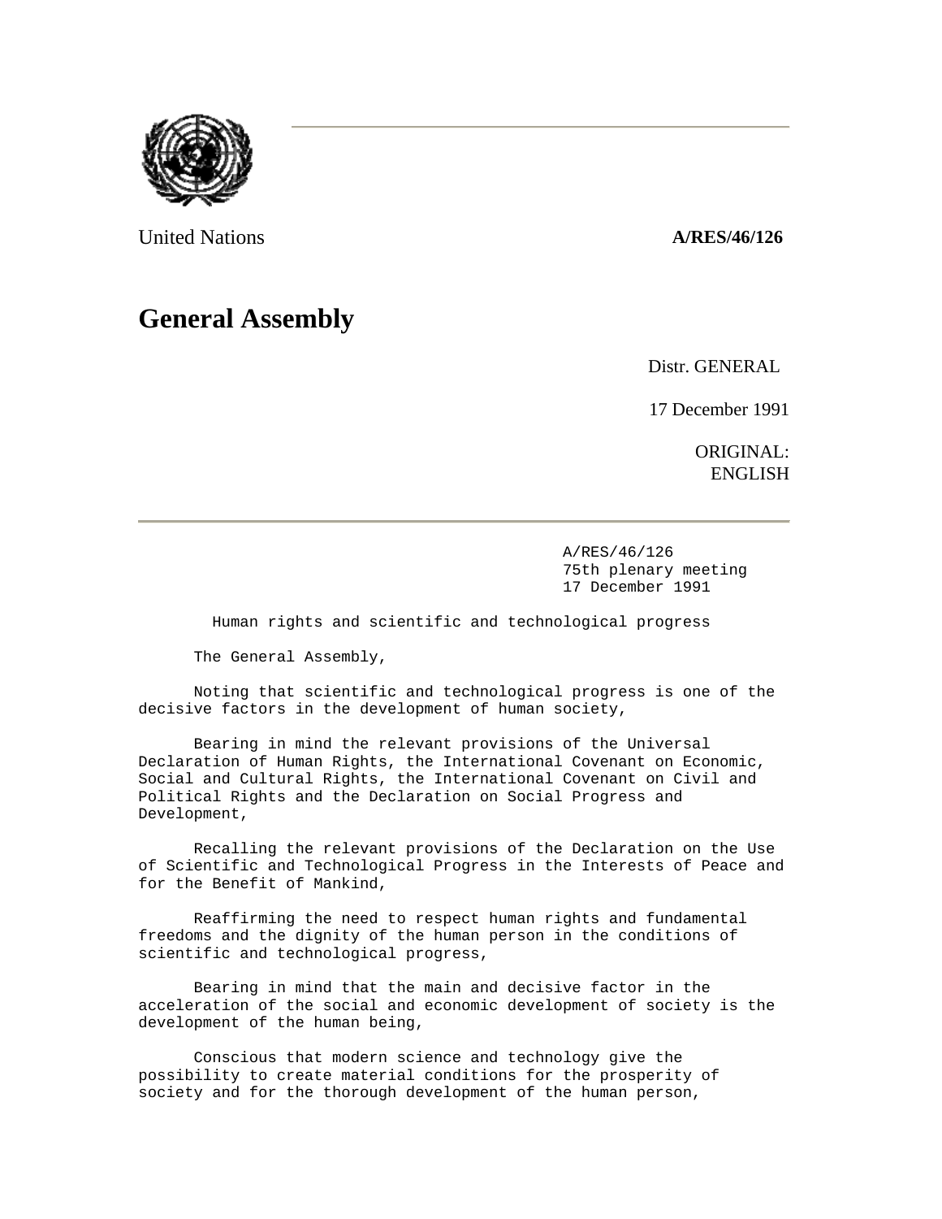United Nations **A/RES/46/126**

# General Assembly

Distr. GENERAL

17 December 1991

ORIGINAL: ENGLISH

A/RES/46/126
75th plenary meeting
17 December 1991

## Human rights and scientific and technological progress

The General Assembly,

Noting that scientific and technological progress is one of the decisive factors in the development of human society,

Bearing in mind the relevant provisions of the Universal Declaration of Human Rights, the International Covenant on Economic, Social and Cultural Rights, the International Covenant on Civil and Political Rights and the Declaration on Social Progress and Development,

Recalling the relevant provisions of the Declaration on the Use of Scientific and Technological Progress in the Interests of Peace and for the Benefit of Mankind,

Reaffirming the need to respect human rights and fundamental freedoms and the dignity of the human person in the conditions of scientific and technological progress,

Bearing in mind that the main and decisive factor in the acceleration of the social and economic development of society is the development of the human being,

Conscious that modern science and technology give the possibility to create material conditions for the prosperity of society and for the thorough development of the human person,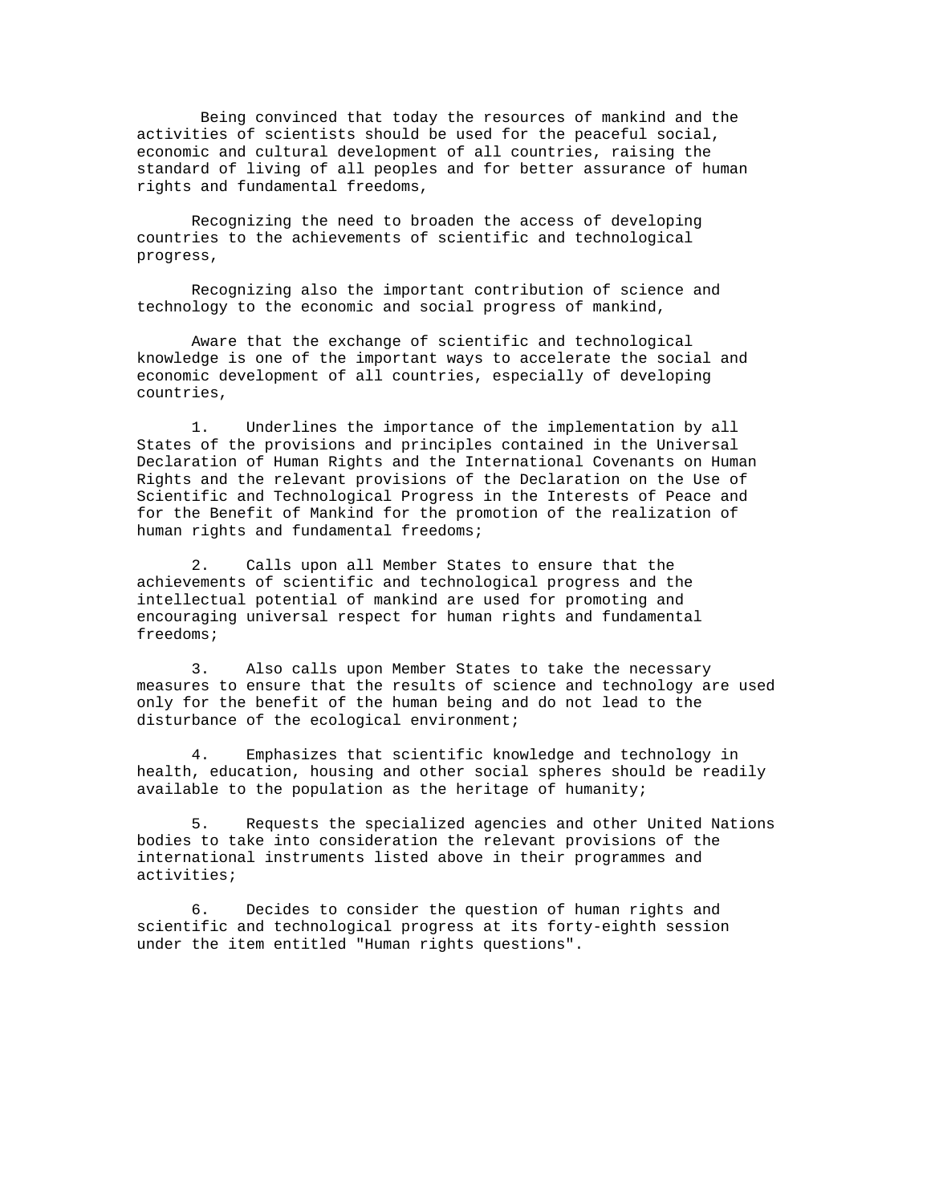Being convinced that today the resources of mankind and the activities of scientists should be used for the peaceful social, economic and cultural development of all countries, raising the standard of living of all peoples and for better assurance of human rights and fundamental freedoms,

Recognizing the need to broaden the access of developing countries to the achievements of scientific and technological progress,

Recognizing also the important contribution of science and technology to the economic and social progress of mankind,

Aware that the exchange of scientific and technological knowledge is one of the important ways to accelerate the social and economic development of all countries, especially of developing countries,

1. Underlines the importance of the implementation by all States of the provisions and principles contained in the Universal Declaration of Human Rights and the International Covenants on Human Rights and the relevant provisions of the Declaration on the Use of Scientific and Technological Progress in the Interests of Peace and for the Benefit of Mankind for the promotion of the realization of human rights and fundamental freedoms;

2. Calls upon all Member States to ensure that the achievements of scientific and technological progress and the intellectual potential of mankind are used for promoting and encouraging universal respect for human rights and fundamental freedoms;

3. Also calls upon Member States to take the necessary measures to ensure that the results of science and technology are used only for the benefit of the human being and do not lead to the disturbance of the ecological environment;

4. Emphasizes that scientific knowledge and technology in health, education, housing and other social spheres should be readily available to the population as the heritage of humanity;

5. Requests the specialized agencies and other United Nations bodies to take into consideration the relevant provisions of the international instruments listed above in their programmes and activities;

6. Decides to consider the question of human rights and scientific and technological progress at its forty-eighth session under the item entitled "Human rights questions".